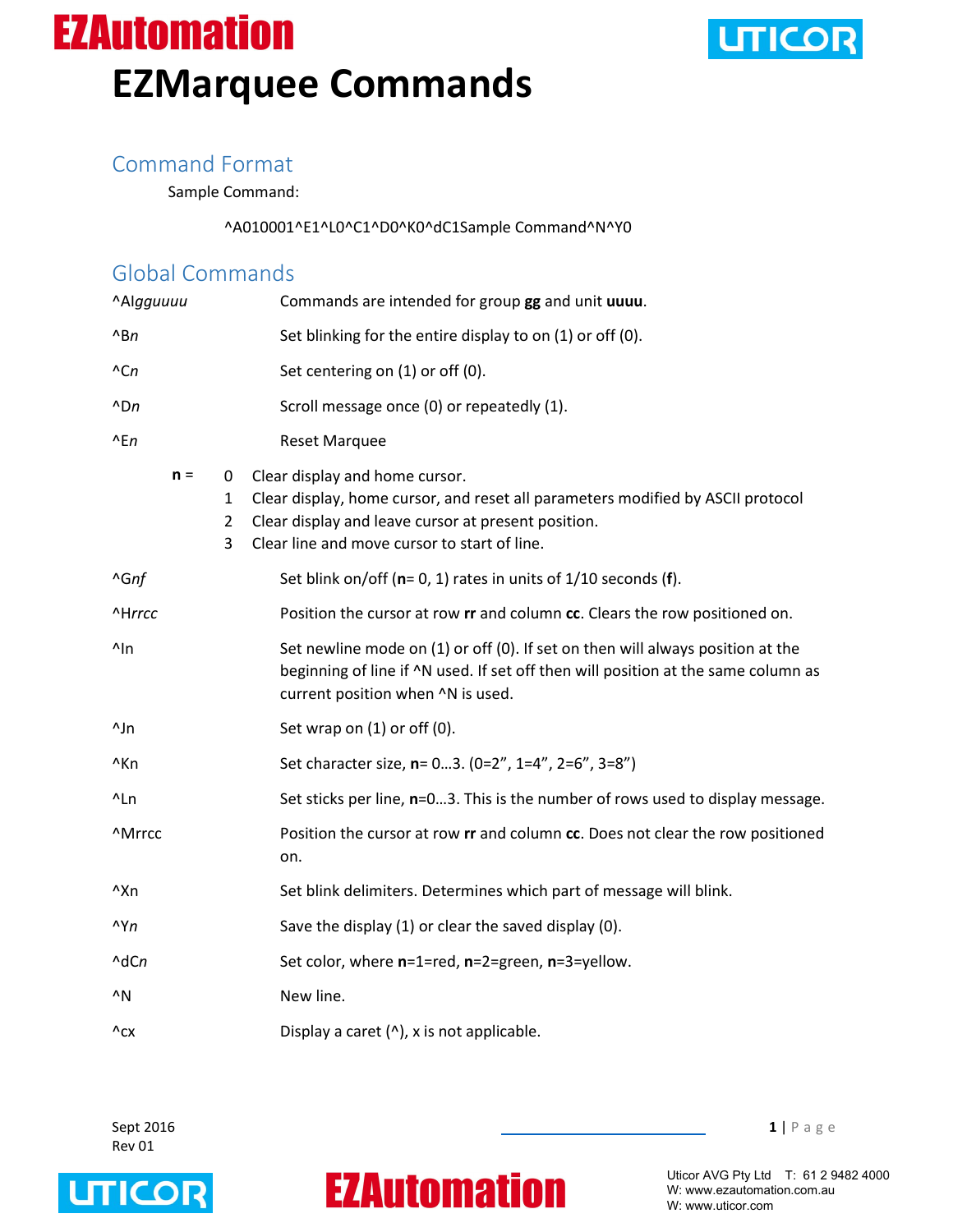# EZMarquee Commands

## Command Format

Sample Command:

^A010001^E1^L0^C1^D0^K0^dC1Sample Command^N^Y0

## Global Commands

| | |
|---|---|
| ^A*gguuuu* | Commands are intended for group **gg** and unit **uuuu**. |
| ^B*n* | Set blinking for the entire display to on (1) or off (0). |
| ^C*n* | Set centering on (1) or off (0). |
| ^D*n* | Scroll message once (0) or repeatedly (1). |
| ^E*n* | Reset Marquee |

**n** =
- 0 Clear display and home cursor.
- 1 Clear display, home cursor, and reset all parameters modified by ASCII protocol
- 2 Clear display and leave cursor at present position.
- 3 Clear line and move cursor to start of line.

| | |
|---|---|
| ^G*nf* | Set blink on/off (**n**= 0, 1) rates in units of 1/10 seconds (**f**). |
| ^H*rrcc* | Position the cursor at row **rr** and column **cc**. Clears the row positioned on. |
| ^In | Set newline mode on (1) or off (0). If set on then will always position at the beginning of line if ^N used. If set off then will position at the same column as current position when ^N is used. |
| ^Jn | Set wrap on (1) or off (0). |
| ^Kn | Set character size, **n**= 0…3. (0=2”, 1=4”, 2=6”, 3=8”) |
| ^Ln | Set sticks per line, **n**=0…3. This is the number of rows used to display message. |
| ^Mrrcc | Position the cursor at row **rr** and column **cc**. Does not clear the row positioned on. |
| ^Xn | Set blink delimiters. Determines which part of message will blink. |
| ^Y*n* | Save the display (1) or clear the saved display (0). |
| ^dC*n* | Set color, where **n**=1=red, **n**=2=green, **n**=3=yellow. |
| ^N | New line. |
| ^cx | Display a caret (^), x is not applicable. |

Sept 2016
Rev 01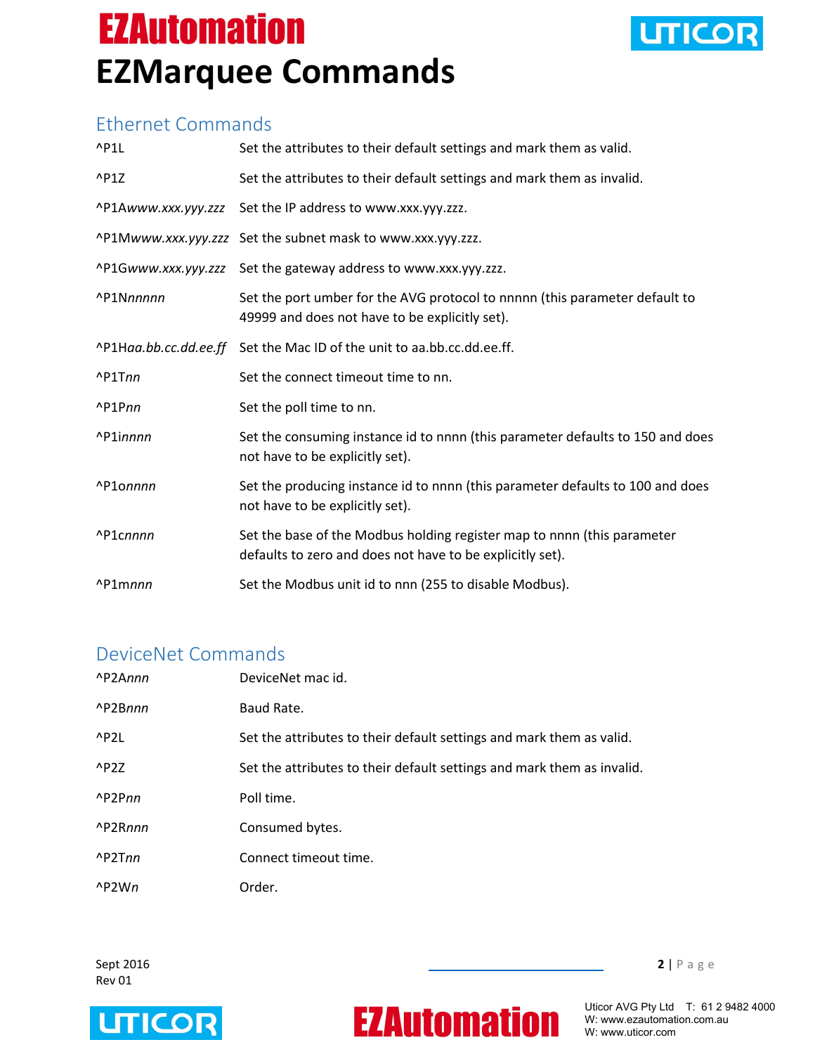# EZMarquee Commands

## Ethernet Commands

| | |
|---|---|
| ^P1L | Set the attributes to their default settings and mark them as valid. |
| ^P1Z | Set the attributes to their default settings and mark them as invalid. |
| ^P1A*www.xxx.yyy.zzz* | Set the IP address to www.xxx.yyy.zzz. |
| ^P1M*www.xxx.yyy.zzz* | Set the subnet mask to www.xxx.yyy.zzz. |
| ^P1G*www.xxx.yyy.zzz* | Set the gateway address to www.xxx.yyy.zzz. |
| ^P1N*nnnnn* | Set the port umber for the AVG protocol to nnnnn (this parameter default to 49999 and does not have to be explicitly set). |
| ^P1H*aa.bb.cc.dd.ee.ff* | Set the Mac ID of the unit to aa.bb.cc.dd.ee.ff. |
| ^P1T*nn* | Set the connect timeout time to nn. |
| ^P1P*nn* | Set the poll time to nn. |
| ^P1i*nnnn* | Set the consuming instance id to nnnn (this parameter defaults to 150 and does not have to be explicitly set). |
| ^P1o*nnnn* | Set the producing instance id to nnnn (this parameter defaults to 100 and does not have to be explicitly set). |
| ^P1c*nnnn* | Set the base of the Modbus holding register map to nnnn (this parameter defaults to zero and does not have to be explicitly set). |
| ^P1m*nnn* | Set the Modbus unit id to nnn (255 to disable Modbus). |

## DeviceNet Commands

| | |
|---|---|
| ^P2A*nnn* | DeviceNet mac id. |
| ^P2B*nnn* | Baud Rate. |
| ^P2L | Set the attributes to their default settings and mark them as valid. |
| ^P2Z | Set the attributes to their default settings and mark them as invalid. |
| ^P2P*nn* | Poll time. |
| ^P2R*nnn* | Consumed bytes. |
| ^P2T*nn* | Connect timeout time. |
| ^P2W*n* | Order. |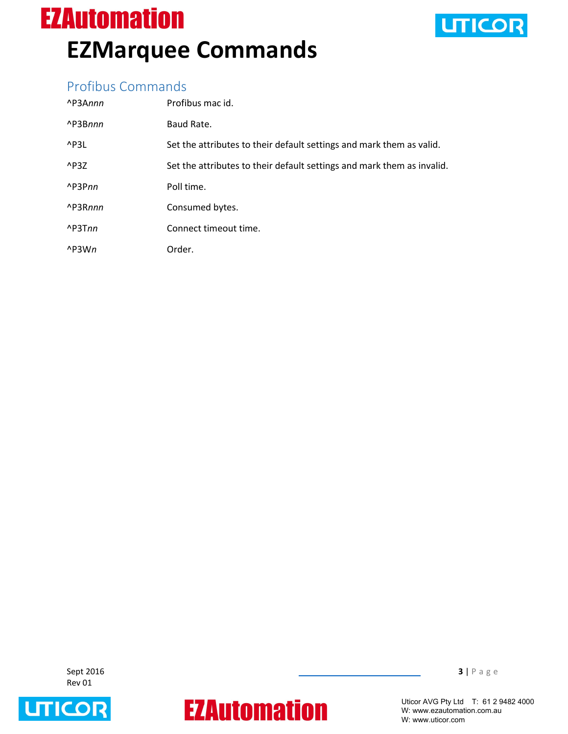# EZMarquee Commands

## Profibus Commands

| | |
|---|---|
| ^P3A*nnn* | Profibus mac id. |
| ^P3B*nnn* | Baud Rate. |
| ^P3L | Set the attributes to their default settings and mark them as valid. |
| ^P3Z | Set the attributes to their default settings and mark them as invalid. |
| ^P3P*nn* | Poll time. |
| ^P3R*nnn* | Consumed bytes. |
| ^P3T*nn* | Connect timeout time. |
| ^P3W*n* | Order. |